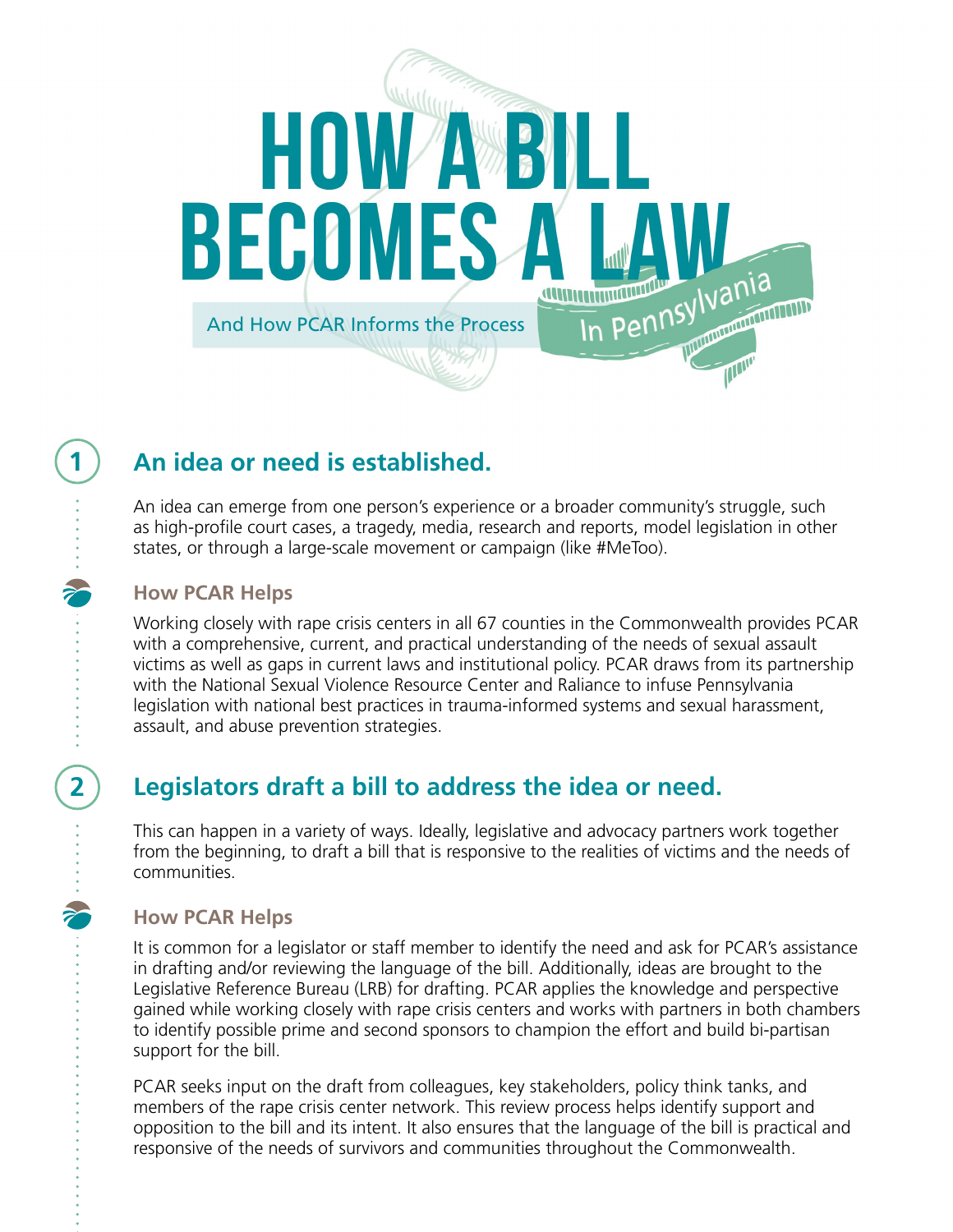# HOW A BILL BECOMES A LAW In Pennsylvania

And How PCAR Informs the Process

## 1 An idea or need is established.

An idea can emerge from one person's experience or a broader community's struggle, such as high-profile court cases, a tragedy, media, research and reports, model legislation in other states, or through a large-scale movement or campaign (like #MeToo).

### How PCAR Helps

Working closely with rape crisis centers in all 67 counties in the Commonwealth provides PCAR with a comprehensive, current, and practical understanding of the needs of sexual assault victims as well as gaps in current laws and institutional policy. PCAR draws from its partnership with the National Sexual Violence Resource Center and Raliance to infuse Pennsylvania legislation with national best practices in trauma-informed systems and sexual harassment, assault, and abuse prevention strategies.

## 2 Legislators draft a bill to address the idea or need.

This can happen in a variety of ways. Ideally, legislative and advocacy partners work together from the beginning, to draft a bill that is responsive to the realities of victims and the needs of communities.

### How PCAR Helps

It is common for a legislator or staff member to identify the need and ask for PCAR's assistance in drafting and/or reviewing the language of the bill. Additionally, ideas are brought to the Legislative Reference Bureau (LRB) for drafting. PCAR applies the knowledge and perspective gained while working closely with rape crisis centers and works with partners in both chambers to identify possible prime and second sponsors to champion the effort and build bi-partisan support for the bill.

PCAR seeks input on the draft from colleagues, key stakeholders, policy think tanks, and members of the rape crisis center network. This review process helps identify support and opposition to the bill and its intent. It also ensures that the language of the bill is practical and responsive of the needs of survivors and communities throughout the Commonwealth.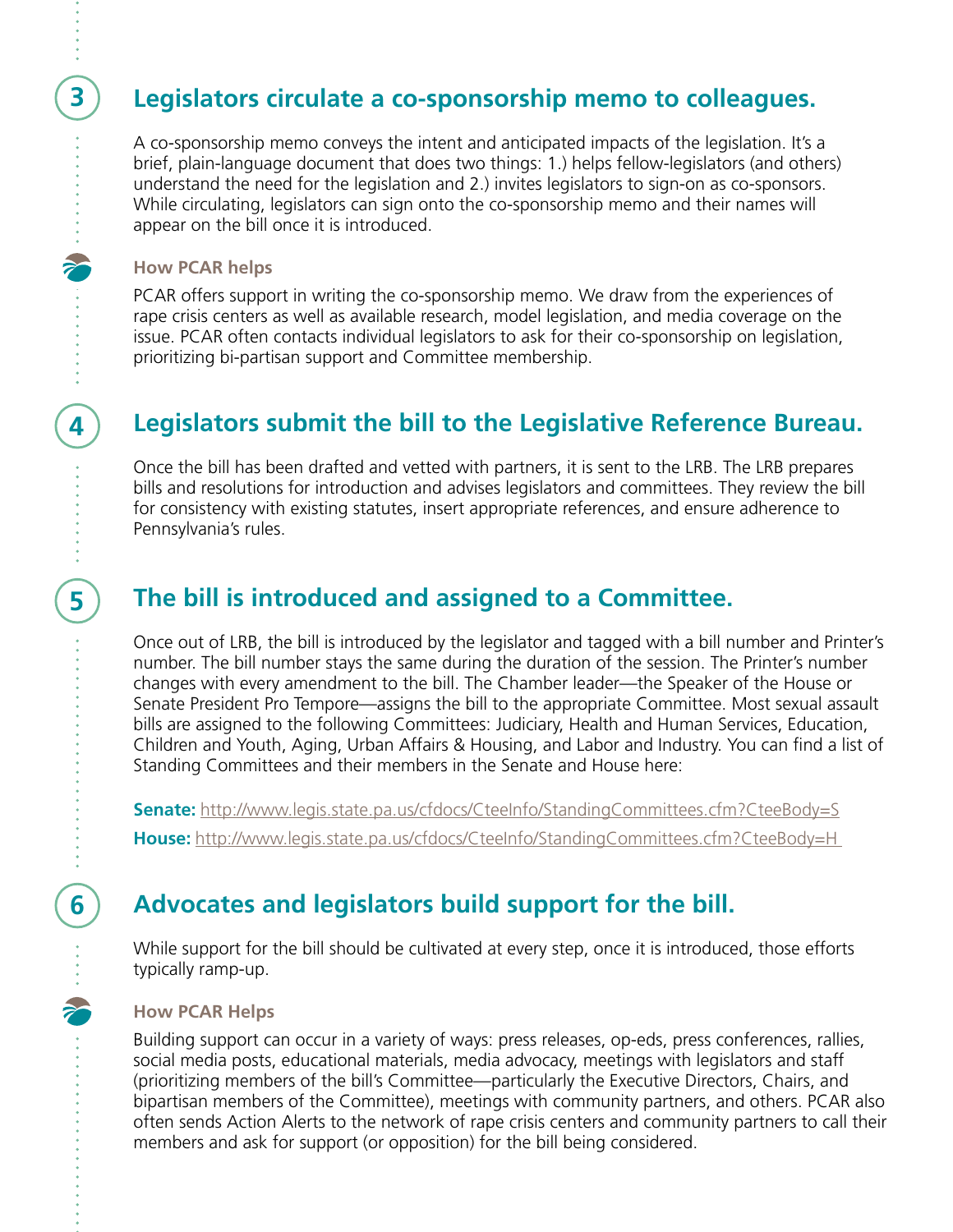## 3 Legislators circulate a co-sponsorship memo to colleagues.

A co-sponsorship memo conveys the intent and anticipated impacts of the legislation. It's a brief, plain-language document that does two things: 1.) helps fellow-legislators (and others) understand the need for the legislation and 2.) invites legislators to sign-on as co-sponsors. While circulating, legislators can sign onto the co-sponsorship memo and their names will appear on the bill once it is introduced.

### How PCAR helps

PCAR offers support in writing the co-sponsorship memo. We draw from the experiences of rape crisis centers as well as available research, model legislation, and media coverage on the issue. PCAR often contacts individual legislators to ask for their co-sponsorship on legislation, prioritizing bi-partisan support and Committee membership.

## 4 Legislators submit the bill to the Legislative Reference Bureau.

Once the bill has been drafted and vetted with partners, it is sent to the LRB. The LRB prepares bills and resolutions for introduction and advises legislators and committees. They review the bill for consistency with existing statutes, insert appropriate references, and ensure adherence to Pennsylvania's rules.

## 5 The bill is introduced and assigned to a Committee.

Once out of LRB, the bill is introduced by the legislator and tagged with a bill number and Printer's number. The bill number stays the same during the duration of the session. The Printer's number changes with every amendment to the bill. The Chamber leader—the Speaker of the House or Senate President Pro Tempore—assigns the bill to the appropriate Committee. Most sexual assault bills are assigned to the following Committees: Judiciary, Health and Human Services, Education, Children and Youth, Aging, Urban Affairs & Housing, and Labor and Industry. You can find a list of Standing Committees and their members in the Senate and House here:

**Senate:** http://www.legis.state.pa.us/cfdocs/CteeInfo/StandingCommittees.cfm?CteeBody=S

**House:** http://www.legis.state.pa.us/cfdocs/CteeInfo/StandingCommittees.cfm?CteeBody=H

## 6 Advocates and legislators build support for the bill.

While support for the bill should be cultivated at every step, once it is introduced, those efforts typically ramp-up.

### How PCAR Helps

Building support can occur in a variety of ways: press releases, op-eds, press conferences, rallies, social media posts, educational materials, media advocacy, meetings with legislators and staff (prioritizing members of the bill's Committee—particularly the Executive Directors, Chairs, and bipartisan members of the Committee), meetings with community partners, and others. PCAR also often sends Action Alerts to the network of rape crisis centers and community partners to call their members and ask for support (or opposition) for the bill being considered.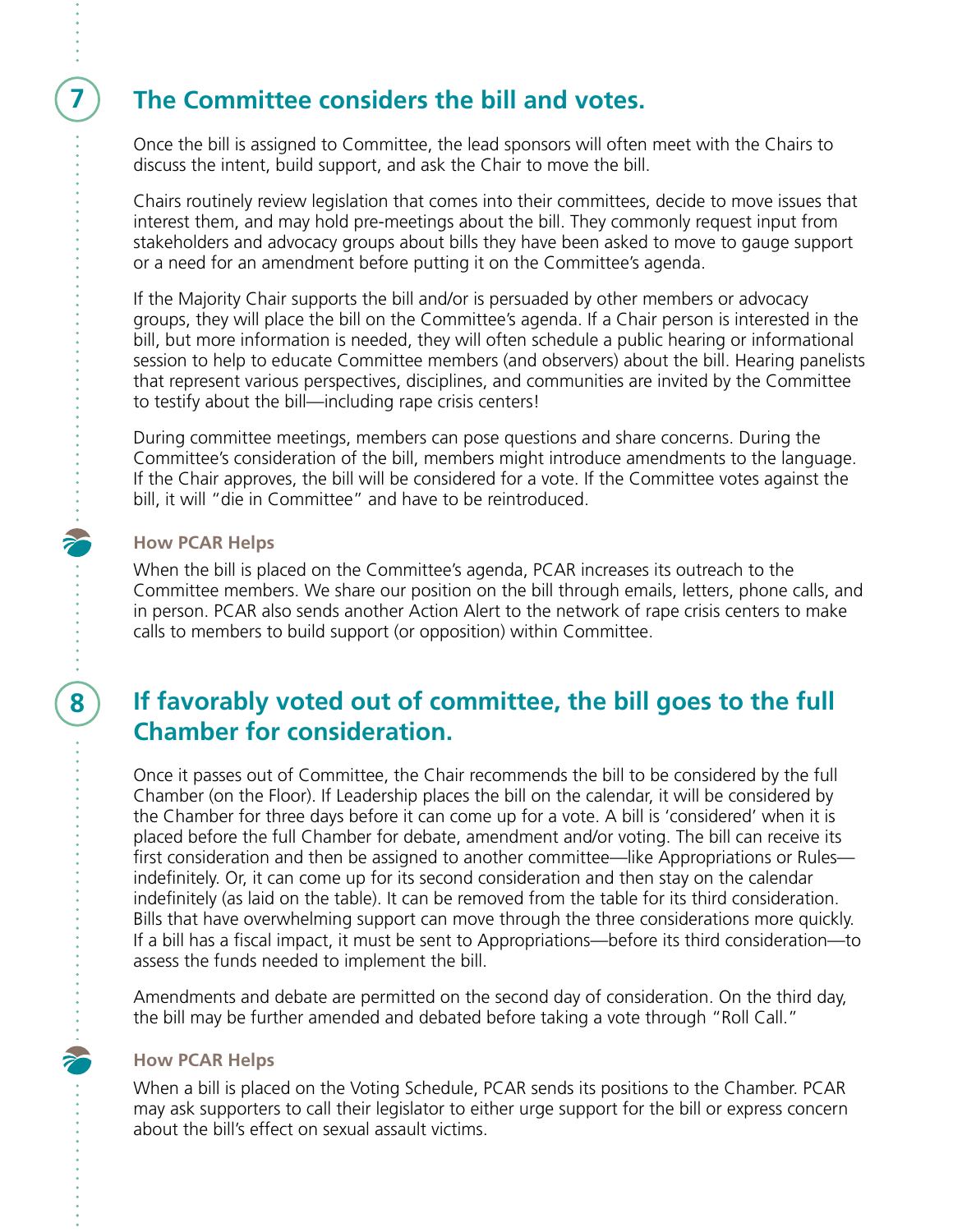## 7 The Committee considers the bill and votes.

Once the bill is assigned to Committee, the lead sponsors will often meet with the Chairs to discuss the intent, build support, and ask the Chair to move the bill.

Chairs routinely review legislation that comes into their committees, decide to move issues that interest them, and may hold pre-meetings about the bill. They commonly request input from stakeholders and advocacy groups about bills they have been asked to move to gauge support or a need for an amendment before putting it on the Committee's agenda.

If the Majority Chair supports the bill and/or is persuaded by other members or advocacy groups, they will place the bill on the Committee's agenda. If a Chair person is interested in the bill, but more information is needed, they will often schedule a public hearing or informational session to help to educate Committee members (and observers) about the bill. Hearing panelists that represent various perspectives, disciplines, and communities are invited by the Committee to testify about the bill—including rape crisis centers!

During committee meetings, members can pose questions and share concerns. During the Committee's consideration of the bill, members might introduce amendments to the language. If the Chair approves, the bill will be considered for a vote. If the Committee votes against the bill, it will "die in Committee" and have to be reintroduced.

### How PCAR Helps

When the bill is placed on the Committee's agenda, PCAR increases its outreach to the Committee members. We share our position on the bill through emails, letters, phone calls, and in person. PCAR also sends another Action Alert to the network of rape crisis centers to make calls to members to build support (or opposition) within Committee.

## 8 If favorably voted out of committee, the bill goes to the full Chamber for consideration.

Once it passes out of Committee, the Chair recommends the bill to be considered by the full Chamber (on the Floor). If Leadership places the bill on the calendar, it will be considered by the Chamber for three days before it can come up for a vote. A bill is 'considered' when it is placed before the full Chamber for debate, amendment and/or voting. The bill can receive its first consideration and then be assigned to another committee—like Appropriations or Rules—indefinitely. Or, it can come up for its second consideration and then stay on the calendar indefinitely (as laid on the table). It can be removed from the table for its third consideration. Bills that have overwhelming support can move through the three considerations more quickly. If a bill has a fiscal impact, it must be sent to Appropriations—before its third consideration—to assess the funds needed to implement the bill.

Amendments and debate are permitted on the second day of consideration. On the third day, the bill may be further amended and debated before taking a vote through "Roll Call."

### How PCAR Helps

When a bill is placed on the Voting Schedule, PCAR sends its positions to the Chamber. PCAR may ask supporters to call their legislator to either urge support for the bill or express concern about the bill's effect on sexual assault victims.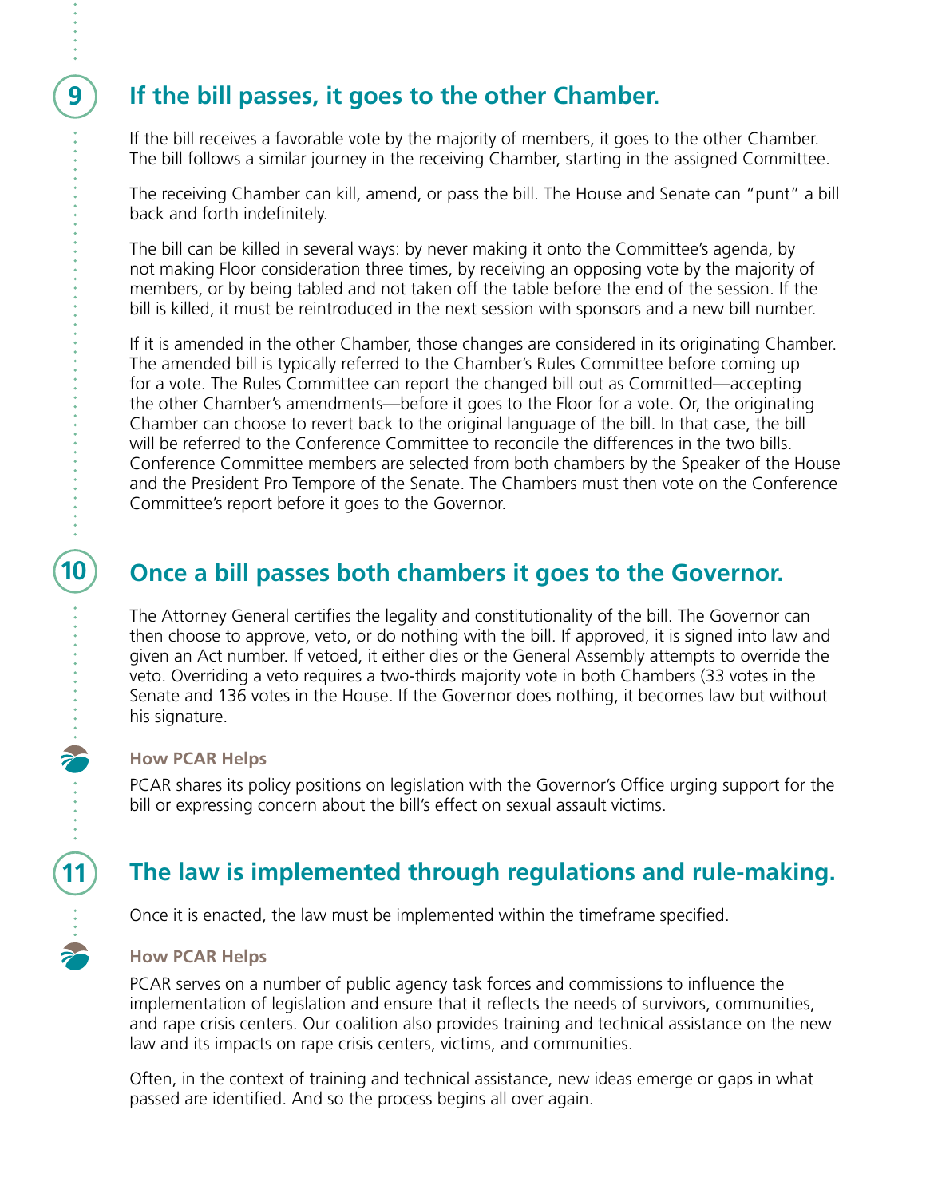## 9 If the bill passes, it goes to the other Chamber.

If the bill receives a favorable vote by the majority of members, it goes to the other Chamber. The bill follows a similar journey in the receiving Chamber, starting in the assigned Committee.

The receiving Chamber can kill, amend, or pass the bill. The House and Senate can "punt" a bill back and forth indefinitely.

The bill can be killed in several ways: by never making it onto the Committee's agenda, by not making Floor consideration three times, by receiving an opposing vote by the majority of members, or by being tabled and not taken off the table before the end of the session. If the bill is killed, it must be reintroduced in the next session with sponsors and a new bill number.

If it is amended in the other Chamber, those changes are considered in its originating Chamber. The amended bill is typically referred to the Chamber's Rules Committee before coming up for a vote. The Rules Committee can report the changed bill out as Committed—accepting the other Chamber's amendments—before it goes to the Floor for a vote. Or, the originating Chamber can choose to revert back to the original language of the bill. In that case, the bill will be referred to the Conference Committee to reconcile the differences in the two bills. Conference Committee members are selected from both chambers by the Speaker of the House and the President Pro Tempore of the Senate. The Chambers must then vote on the Conference Committee's report before it goes to the Governor.

## 10 Once a bill passes both chambers it goes to the Governor.

The Attorney General certifies the legality and constitutionality of the bill. The Governor can then choose to approve, veto, or do nothing with the bill. If approved, it is signed into law and given an Act number. If vetoed, it either dies or the General Assembly attempts to override the veto. Overriding a veto requires a two-thirds majority vote in both Chambers (33 votes in the Senate and 136 votes in the House. If the Governor does nothing, it becomes law but without his signature.

### How PCAR Helps

PCAR shares its policy positions on legislation with the Governor's Office urging support for the bill or expressing concern about the bill's effect on sexual assault victims.

## 11 The law is implemented through regulations and rule-making.

Once it is enacted, the law must be implemented within the timeframe specified.

### How PCAR Helps

PCAR serves on a number of public agency task forces and commissions to influence the implementation of legislation and ensure that it reflects the needs of survivors, communities, and rape crisis centers. Our coalition also provides training and technical assistance on the new law and its impacts on rape crisis centers, victims, and communities.

Often, in the context of training and technical assistance, new ideas emerge or gaps in what passed are identified. And so the process begins all over again.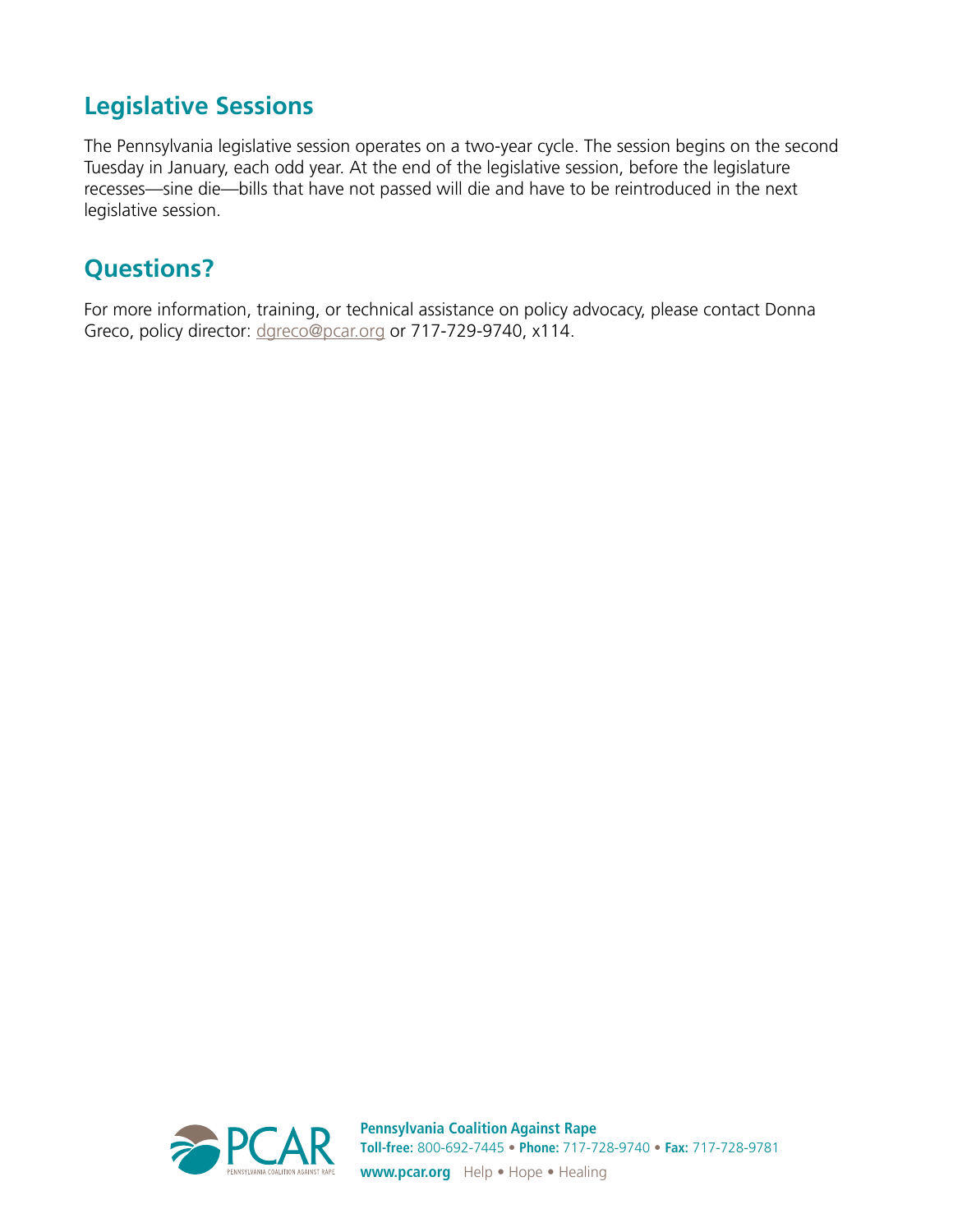## Legislative Sessions

The Pennsylvania legislative session operates on a two-year cycle. The session begins on the second Tuesday in January, each odd year. At the end of the legislative session, before the legislature recesses—sine die—bills that have not passed will die and have to be reintroduced in the next legislative session.

## Questions?

For more information, training, or technical assistance on policy advocacy, please contact Donna Greco, policy director: dgreco@pcar.org or 717-729-9740, x114.

**Pennsylvania Coalition Against Rape**
**Toll-free:** 800-692-7445 • **Phone:** 717-728-9740 • **Fax:** 717-728-9781
**www.pcar.org** Help • Hope • Healing